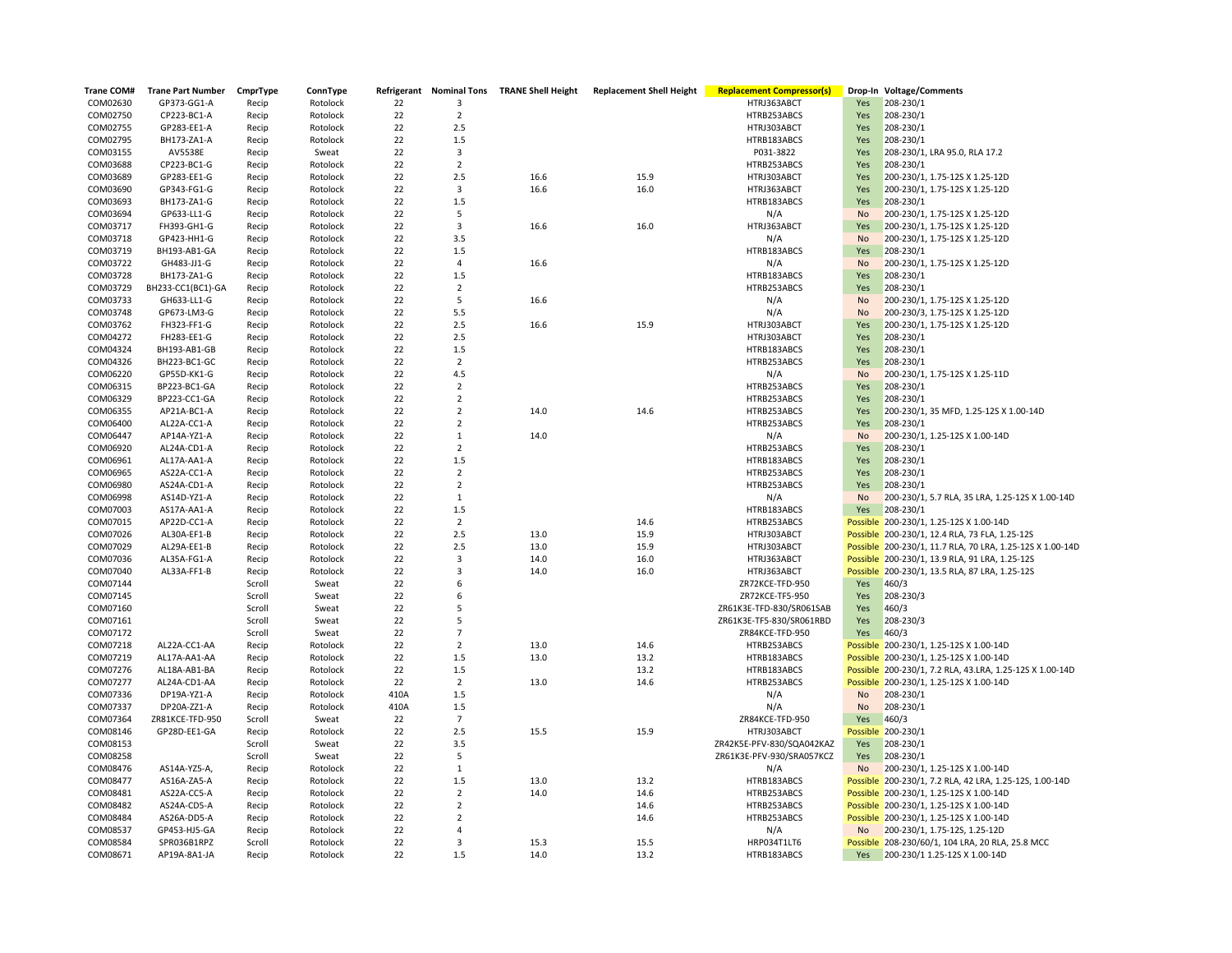| Trane COM# | Trane Part Number | CmprType | ConnType | Refrigerant | Nominal Tons | TRANE Shell Height | Replacement Shell Height | Replacement Compressor(s) | Drop-In | Voltage/Comments |
|---|---|---|---|---|---|---|---|---|---|---|
| COM02630 | GP373-GG1-A | Recip | Rotolock | 22 | 3 | | | HTRJ363ABCT | Yes | 208-230/1 |
| COM02750 | CP223-BC1-A | Recip | Rotolock | 22 | 2 | | | HTRB253ABCS | Yes | 208-230/1 |
| COM02755 | GP283-EE1-A | Recip | Rotolock | 22 | 2.5 | | | HTRJ303ABCT | Yes | 208-230/1 |
| COM02795 | BH173-ZA1-A | Recip | Rotolock | 22 | 1.5 | | | HTRB183ABCS | Yes | 208-230/1 |
| COM03155 | AV5538E | Recip | Sweat | 22 | 3 | | | P031-3822 | Yes | 208-230/1, LRA 95.0, RLA 17.2 |
| COM03688 | CP223-BC1-G | Recip | Rotolock | 22 | 2 | | | HTRB253ABCS | Yes | 208-230/1 |
| COM03689 | GP283-EE1-G | Recip | Rotolock | 22 | 2.5 | 16.6 | 15.9 | HTRJ303ABCT | Yes | 200-230/1, 1.75-12S X 1.25-12D |
| COM03690 | GP343-FG1-G | Recip | Rotolock | 22 | 3 | 16.6 | 16.0 | HTRJ363ABCT | Yes | 200-230/1, 1.75-12S X 1.25-12D |
| COM03693 | BH173-ZA1-G | Recip | Rotolock | 22 | 1.5 | | | HTRB183ABCS | Yes | 208-230/1 |
| COM03694 | GP633-LL1-G | Recip | Rotolock | 22 | 5 | | | N/A | No | 200-230/1, 1.75-12S X 1.25-12D |
| COM03717 | FH393-GH1-G | Recip | Rotolock | 22 | 3 | 16.6 | 16.0 | HTRJ363ABCT | Yes | 200-230/1, 1.75-12S X 1.25-12D |
| COM03718 | GP423-HH1-G | Recip | Rotolock | 22 | 3.5 | | | N/A | No | 200-230/1, 1.75-12S X 1.25-12D |
| COM03719 | BH193-AB1-GA | Recip | Rotolock | 22 | 1.5 | | | HTRB183ABCS | Yes | 208-230/1 |
| COM03722 | GH483-JJ1-G | Recip | Rotolock | 22 | 4 | 16.6 | | N/A | No | 200-230/1, 1.75-12S X 1.25-12D |
| COM03728 | BH173-ZA1-G | Recip | Rotolock | 22 | 1.5 | | | HTRB183ABCS | Yes | 208-230/1 |
| COM03729 | BH233-CC1(BC1)-GA | Recip | Rotolock | 22 | 2 | | | HTRB253ABCS | Yes | 208-230/1 |
| COM03733 | GH633-LL1-G | Recip | Rotolock | 22 | 5 | 16.6 | | N/A | No | 200-230/1, 1.75-12S X 1.25-12D |
| COM03748 | GP673-LM3-G | Recip | Rotolock | 22 | 5.5 | | | N/A | No | 200-230/3, 1.75-12S X 1.25-12D |
| COM03762 | FH323-FF1-G | Recip | Rotolock | 22 | 2.5 | 16.6 | 15.9 | HTRJ303ABCT | Yes | 200-230/1, 1.75-12S X 1.25-12D |
| COM04272 | FH283-EE1-G | Recip | Rotolock | 22 | 2.5 | | | HTRJ303ABCT | Yes | 208-230/1 |
| COM04324 | BH193-AB1-GB | Recip | Rotolock | 22 | 1.5 | | | HTRB183ABCS | Yes | 208-230/1 |
| COM04326 | BH223-BC1-GC | Recip | Rotolock | 22 | 2 | | | HTRB253ABCS | Yes | 208-230/1 |
| COM06220 | GP55D-KK1-G | Recip | Rotolock | 22 | 4.5 | | | N/A | No | 200-230/1, 1.75-12S X 1.25-11D |
| COM06315 | BP223-BC1-GA | Recip | Rotolock | 22 | 2 | | | HTRB253ABCS | Yes | 208-230/1 |
| COM06329 | BP223-CC1-GA | Recip | Rotolock | 22 | 2 | | | HTRB253ABCS | Yes | 208-230/1 |
| COM06355 | AP21A-BC1-A | Recip | Rotolock | 22 | 2 | 14.0 | 14.6 | HTRB253ABCS | Yes | 200-230/1, 35 MFD, 1.25-12S X 1.00-14D |
| COM06400 | AL22A-CC1-A | Recip | Rotolock | 22 | 2 | | | HTRB253ABCS | Yes | 208-230/1 |
| COM06447 | AP14A-YZ1-A | Recip | Rotolock | 22 | 1 | 14.0 | | N/A | No | 200-230/1, 1.25-12S X 1.00-14D |
| COM06920 | AL24A-CD1-A | Recip | Rotolock | 22 | 2 | | | HTRB253ABCS | Yes | 208-230/1 |
| COM06961 | AL17A-AA1-A | Recip | Rotolock | 22 | 1.5 | | | HTRB183ABCS | Yes | 208-230/1 |
| COM06965 | AS22A-CC1-A | Recip | Rotolock | 22 | 2 | | | HTRB253ABCS | Yes | 208-230/1 |
| COM06980 | AS24A-CD1-A | Recip | Rotolock | 22 | 2 | | | HTRB253ABCS | Yes | 208-230/1 |
| COM06998 | AS14D-YZ1-A | Recip | Rotolock | 22 | 1 | | | N/A | No | 200-230/1, 5.7 RLA, 35 LRA, 1.25-12S X 1.00-14D |
| COM07003 | AS17A-AA1-A | Recip | Rotolock | 22 | 1.5 | | | HTRB183ABCS | Yes | 208-230/1 |
| COM07015 | AP22D-CC1-A | Recip | Rotolock | 22 | 2 | | 14.6 | HTRB253ABCS | Possible | 200-230/1, 1.25-12S X 1.00-14D |
| COM07026 | AL30A-EF1-B | Recip | Rotolock | 22 | 2.5 | 13.0 | 15.9 | HTRJ303ABCT | Possible | 200-230/1, 12.4 RLA, 73 FLA, 1.25-12S |
| COM07029 | AL29A-EE1-B | Recip | Rotolock | 22 | 2.5 | 13.0 | 15.9 | HTRJ303ABCT | Possible | 200-230/1, 11.7 RLA, 70 LRA, 1.25-12S X 1.00-14D |
| COM07036 | AL35A-FG1-A | Recip | Rotolock | 22 | 3 | 14.0 | 16.0 | HTRJ363ABCT | Possible | 200-230/1, 13.9 RLA, 91 LRA, 1.25-12S |
| COM07040 | AL33A-FF1-B | Recip | Rotolock | 22 | 3 | 14.0 | 16.0 | HTRJ363ABCT | Possible | 200-230/1, 13.5 RLA, 87 LRA, 1.25-12S |
| COM07144 | | Scroll | Sweat | 22 | 6 | | | ZR72KCE-TFD-950 | Yes | 460/3 |
| COM07145 | | Scroll | Sweat | 22 | 6 | | | ZR72KCE-TF5-950 | Yes | 208-230/3 |
| COM07160 | | Scroll | Sweat | 22 | 5 | | | ZR61K3E-TFD-830/SR061SAB | Yes | 460/3 |
| COM07161 | | Scroll | Sweat | 22 | 5 | | | ZR61K3E-TF5-830/SR061RBD | Yes | 208-230/3 |
| COM07172 | | Scroll | Sweat | 22 | 7 | | | ZR84KCE-TFD-950 | Yes | 460/3 |
| COM07218 | AL22A-CC1-AA | Recip | Rotolock | 22 | 2 | 13.0 | 14.6 | HTRB253ABCS | Possible | 200-230/1, 1.25-12S X 1.00-14D |
| COM07219 | AL17A-AA1-AA | Recip | Rotolock | 22 | 1.5 | 13.0 | 13.2 | HTRB183ABCS | Possible | 200-230/1, 1.25-12S X 1.00-14D |
| COM07276 | AL18A-AB1-BA | Recip | Rotolock | 22 | 1.5 | | 13.2 | HTRB183ABCS | Possible | 200-230/1, 7.2 RLA, 43.LRA, 1.25-12S X 1.00-14D |
| COM07277 | AL24A-CD1-AA | Recip | Rotolock | 22 | 2 | 13.0 | 14.6 | HTRB253ABCS | Possible | 200-230/1, 1.25-12S X 1.00-14D |
| COM07336 | DP19A-YZ1-A | Recip | Rotolock | 410A | 1.5 | | | N/A | No | 208-230/1 |
| COM07337 | DP20A-ZZ1-A | Recip | Rotolock | 410A | 1.5 | | | N/A | No | 208-230/1 |
| COM07364 | ZR81KCE-TFD-950 | Scroll | Sweat | 22 | 7 | | | ZR84KCE-TFD-950 | Yes | 460/3 |
| COM08146 | GP28D-EE1-GA | Recip | Rotolock | 22 | 2.5 | 15.5 | 15.9 | HTRJ303ABCT | Possible | 200-230/1 |
| COM08153 | | Scroll | Sweat | 22 | 3.5 | | | ZR42K5E-PFV-830/SQA042KAZ | Yes | 208-230/1 |
| COM08258 | | Scroll | Sweat | 22 | 5 | | | ZR61K3E-PFV-930/SRA057KCZ | Yes | 208-230/1 |
| COM08476 | AS14A-YZ5-A, | Recip | Rotolock | 22 | 1 | | | N/A | No | 200-230/1, 1.25-12S X 1.00-14D |
| COM08477 | AS16A-ZA5-A | Recip | Rotolock | 22 | 1.5 | 13.0 | 13.2 | HTRB183ABCS | Possible | 200-230/1, 7.2 RLA, 42 LRA, 1.25-12S, 1.00-14D |
| COM08481 | AS22A-CC5-A | Recip | Rotolock | 22 | 2 | 14.0 | 14.6 | HTRB253ABCS | Possible | 200-230/1, 1.25-12S X 1.00-14D |
| COM08482 | AS24A-CD5-A | Recip | Rotolock | 22 | 2 | | 14.6 | HTRB253ABCS | Possible | 200-230/1, 1.25-12S X 1.00-14D |
| COM08484 | AS26A-DD5-A | Recip | Rotolock | 22 | 2 | | 14.6 | HTRB253ABCS | Possible | 200-230/1, 1.25-12S X 1.00-14D |
| COM08537 | GP453-HJ5-GA | Recip | Rotolock | 22 | 4 | | | N/A | No | 200-230/1, 1.75-12S, 1.25-12D |
| COM08584 | SPR036B1RPZ | Scroll | Rotolock | 22 | 3 | 15.3 | 15.5 | HRP034T1LT6 | Possible | 208-230/60/1, 104 LRA, 20 RLA, 25.8 MCC |
| COM08671 | AP19A-8A1-JA | Recip | Rotolock | 22 | 1.5 | 14.0 | 13.2 | HTRB183ABCS | Yes | 200-230/1 1.25-12S X 1.00-14D |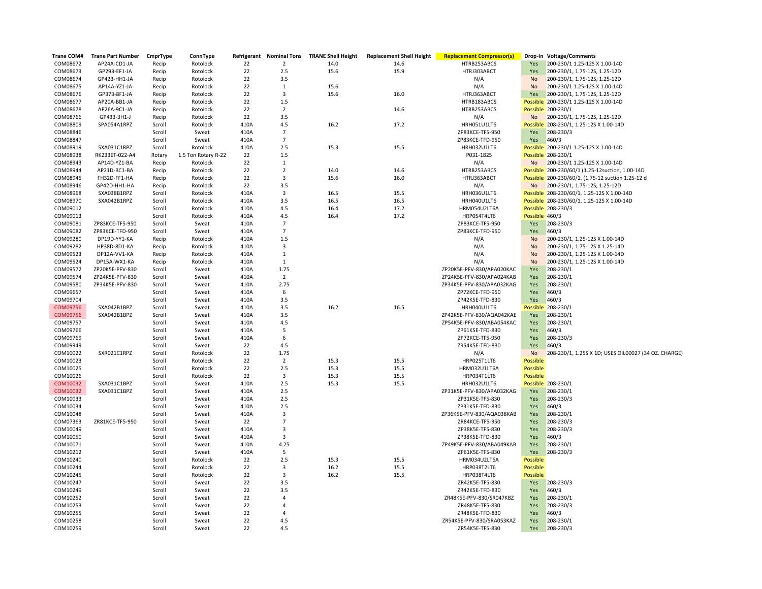| Trane COM# | Trane Part Number | CmprType | ConnType | Refrigerant | Nominal Tons | TRANE Shell Height | Replacement Shell Height | Replacement Compressor(s) | Drop-In | Voltage/Comments |
|---|---|---|---|---|---|---|---|---|---|---|
| COM08672 | AP24A-CD1-JA | Recip | Rotolock | 22 | 2 | 14.0 | 14.6 | HTRB253ABCS | Yes | 200-230/1 1.25-12S X 1.00-14D |
| COM08673 | GP293-EF1-JA | Recip | Rotolock | 22 | 2.5 | 15.6 | 15.9 | HTRJ303ABCT | Yes | 200-230/1, 1.75-12S, 1.25-12D |
| COM08674 | GP423-HH1-JA | Recip | Rotolock | 22 | 3.5 | | | N/A | No | 200-230/1, 1.75-12S, 1.25-12D |
| COM08675 | AP14A-YZ1-JA | Recip | Rotolock | 22 | 1 | 15.6 | | N/A | No | 200-230/1 1.25-12S X 1.00-14D |
| COM08676 | GP373-8F1-JA | Recip | Rotolock | 22 | 3 | 15.6 | 16.0 | HTRJ363ABCT | Yes | 200-230/1, 1.75-12S, 1.25-12D |
| COM08677 | AP20A-BB1-JA | Recip | Rotolock | 22 | 1.5 | | | HTRB183ABCS | Possible | 200-230/1 1.25-12S X 1.00-14D |
| COM08678 | AP26A-9C1-JA | Recip | Rotolock | 22 | 2 | | 14.6 | HTRB253ABCS | Possible | 200-230/1 |
| COM08766 | GP433-3H1-J | Recip | Rotolock | 22 | 3.5 | | | N/A | No | 200-230/1, 1.75-12S, 1.25-12D |
| COM08809 | SPA054A1RPZ | Scroll | Rotolock | 410A | 4.5 | 16.2 | 17.2 | HRH051U1LT6 | Possible | 208-230/1, 1.25-12S X 1.00-14D |
| COM08846 | | Scroll | Sweat | 410A | 7 | | | ZP83KCE-TF5-950 | Yes | 208-230/3 |
| COM08847 | | Scroll | Sweat | 410A | 7 | | | ZP83KCE-TFD-950 | Yes | 460/3 |
| COM08919 | SXA031C1RPZ | Scroll | Rotolock | 410A | 2.5 | 15.3 | 15.5 | HRH032U1LT6 | Possible | 200-230/1 1.25-12S X 1.00-14D |
| COM08938 | RK233ET-022-A4 | Rotary | 1.5 Ton Rotary R-22 | 22 | 1.5 | | | P031-1825 | Possible | 208-230/1 |
| COM08943 | AP14D-YZ1-BA | Recip | Rotolock | 22 | 1 | | | N/A | No | 200-230/1 1.25-12S X 1.00-14D |
| COM08944 | AP21D-BC1-BA | Recip | Rotolock | 22 | 2 | 14.0 | 14.6 | HTRB253ABCS | Possible | 200-230/60/1 (1.25-12suction, 1.00-14D |
| COM08945 | FH32D-FF1-HA | Recip | Rotolock | 22 | 3 | 15.6 | 16.0 | HTRJ363ABCT | Possible | 200-230/60/1. (1.75-12 suction 1.25-12 d |
| COM08946 | GP42D-HH1-HA | Recip | Rotolock | 22 | 3.5 | | | N/A | No | 200-230/1, 1.75-12S, 1.25-12D |
| COM08968 | SXA038B1RPZ | Scroll | Rotolock | 410A | 3 | 16.5 | 15.5 | HRH036U1LT6 | Possible | 208-230/60/1, 1.25-12S X 1.00-14D |
| COM08970 | SXA042B1RPZ | Scroll | Rotolock | 410A | 3.5 | 16.5 | 16.5 | HRH040U1LT6 | Possible | 208-230/60/1, 1.25-12S X 1.00-14D |
| COM09012 | | Scroll | Rotolock | 410A | 4.5 | 16.4 | 17.2 | HRM054U2LT6A | Possible | 208-230/3 |
| COM09013 | | Scroll | Rotolock | 410A | 4.5 | 16.4 | 17.2 | HRP054T4LT6 | Possible | 460/3 |
| COM09081 | ZP83KCE-TF5-950 | Scroll | Sweat | 410A | 7 | | | ZP83KCE-TF5-950 | Yes | 208-230/3 |
| COM09082 | ZP83KCE-TFD-950 | Scroll | Sweat | 410A | 7 | | | ZP83KCE-TFD-950 | Yes | 460/3 |
| COM09280 | DP19D-YY1-KA | Recip | Rotolock | 410A | 1.5 | | | N/A | No | 200-230/1, 1.25-12S X 1.00-14D |
| COM09282 | HP38D-8D1-KA | Recip | Rotolock | 410A | 3 | | | N/A | No | 200-230/1, 1.75-12S X 1.25-14D |
| COM09523 | DP12A-VV1-KA | Recip | Rotolock | 410A | 1 | | | N/A | No | 200-230/1, 1.25-12S X 1.00-14D |
| COM09524 | DP15A-WX1-KA | Recip | Rotolock | 410A | 1 | | | N/A | No | 200-230/1, 1.25-12S X 1.00-14D |
| COM09572 | ZP20K5E-PFV-830 | Scroll | Sweat | 410A | 1.75 | | | ZP20K5E-PFV-830/APA020KAC | Yes | 208-230/1 |
| COM09574 | ZP24K5E-PFV-830 | Scroll | Sweat | 410A | 2 | | | ZP24K5E-PFV-830/APA024KAB | Yes | 208-230/1 |
| COM09580 | ZP34K5E-PFV-830 | Scroll | Sweat | 410A | 2.75 | | | ZP34K5E-PFV-830/APA032KAG | Yes | 208-230/1 |
| COM09657 | | Scroll | Sweat | 410A | 6 | | | ZP72KCE-TFD-950 | Yes | 460/3 |
| COM09704 | | Scroll | Sweat | 410A | 3.5 | | | ZP42K5E-TFD-830 | Yes | 460/3 |
| COM09756 | SXA042B1BPZ | Scroll | Sweat | 410A | 3.5 | 16.2 | 16.5 | HRH040U1LT6 | Possible | 208-230/1 |
| COM09756 | SXA042B1BPZ | Scroll | Sweat | 410A | 3.5 | | | ZP42K5E-PFV-830/AQA042KAE | Yes | 208-230/1 |
| COM09757 | | Scroll | Sweat | 410A | 4.5 | | | ZP54K5E-PFV-830/ABA054KAC | Yes | 208-230/1 |
| COM09766 | | Scroll | Sweat | 410A | 5 | | | ZP61K5E-TFD-830 | Yes | 460/3 |
| COM09769 | | Scroll | Sweat | 410A | 6 | | | ZP72KCE-TF5-950 | Yes | 208-230/3 |
| COM09949 | | Scroll | Sweat | 22 | 4.5 | | | ZR54K5E-TFD-830 | Yes | 460/3 |
| COM10022 | SXR021C1RPZ | Scroll | Rotolock | 22 | 1.75 | | | N/A | No | 208-230/1, 1.25S X 1D; USES OIL00027 (34 OZ. CHARGE) |
| COM10023 | | Scroll | Rotolock | 22 | 2 | 15.3 | 15.5 | HRP025T1LT6 | Possible | |
| COM10025 | | Scroll | Rotolock | 22 | 2.5 | 15.3 | 15.5 | HRM032U1LT6A | Possible | |
| COM10026 | | Scroll | Rotolock | 22 | 3 | 15.3 | 15.5 | HRP034T1LT6 | Possible | |
| COM10032 | SXA031C1BPZ | Scroll | Sweat | 410A | 2.5 | 15.3 | 15.5 | HRH032U1LT6 | Possible | 208-230/1 |
| COM10032 | SXA031C1BPZ | Scroll | Sweat | 410A | 2.5 | | | ZP31K5E-PFV-830/APA032KAG | Yes | 208-230/1 |
| COM10033 | | Scroll | Sweat | 410A | 2.5 | | | ZP31K5E-TF5-830 | Yes | 208-230/3 |
| COM10034 | | Scroll | Sweat | 410A | 2.5 | | | ZP31K5E-TFD-830 | Yes | 460/3 |
| COM10048 | | Scroll | Sweat | 410A | 3 | | | ZP36K5E-PFV-830/AQA038KAB | Yes | 208-230/1 |
| COM07363 | ZR81KCE-TF5-950 | Scroll | Sweat | 22 | 7 | | | ZR84KCE-TF5-950 | Yes | 208-230/3 |
| COM10049 | | Scroll | Sweat | 410A | 3 | | | ZP38K5E-TF5-830 | Yes | 208-230/3 |
| COM10050 | | Scroll | Sweat | 410A | 3 | | | ZP38K5E-TFD-830 | Yes | 460/3 |
| COM10071 | | Scroll | Sweat | 410A | 4.25 | | | ZP49K5E-PFV-830/ABA049KAB | Yes | 208-230/1 |
| COM10212 | | Scroll | Sweat | 410A | 5 | | | ZP61K5E-TF5-830 | Yes | 208-230/3 |
| COM10240 | | Scroll | Rotolock | 22 | 2.5 | 15.3 | 15.5 | HRM034U2LT6A | Possible | |
| COM10244 | | Scroll | Rotolock | 22 | 3 | 16.2 | 15.5 | HRP038T2LT6 | Possible | |
| COM10245 | | Scroll | Rotolock | 22 | 3 | 16.2 | 15.5 | HRP038T4LT6 | Possible | |
| COM10247 | | Scroll | Sweat | 22 | 3.5 | | | ZR42K5E-TF5-830 | Yes | 208-230/3 |
| COM10249 | | Scroll | Sweat | 22 | 3.5 | | | ZR42K5E-TFD-830 | Yes | 460/3 |
| COM10252 | | Scroll | Sweat | 22 | 4 | | | ZR48K5E-PFV-830/SR047KBZ | Yes | 208-230/1 |
| COM10253 | | Scroll | Sweat | 22 | 4 | | | ZR48K5E-TF5-830 | Yes | 208-230/3 |
| COM10255 | | Scroll | Sweat | 22 | 4 | | | ZR48K5E-TFD-830 | Yes | 460/3 |
| COM10258 | | Scroll | Sweat | 22 | 4.5 | | | ZR54K5E-PFV-830/SRA053KAZ | Yes | 208-230/1 |
| COM10259 | | Scroll | Sweat | 22 | 4.5 | | | ZR54K5E-TF5-830 | Yes | 208-230/3 |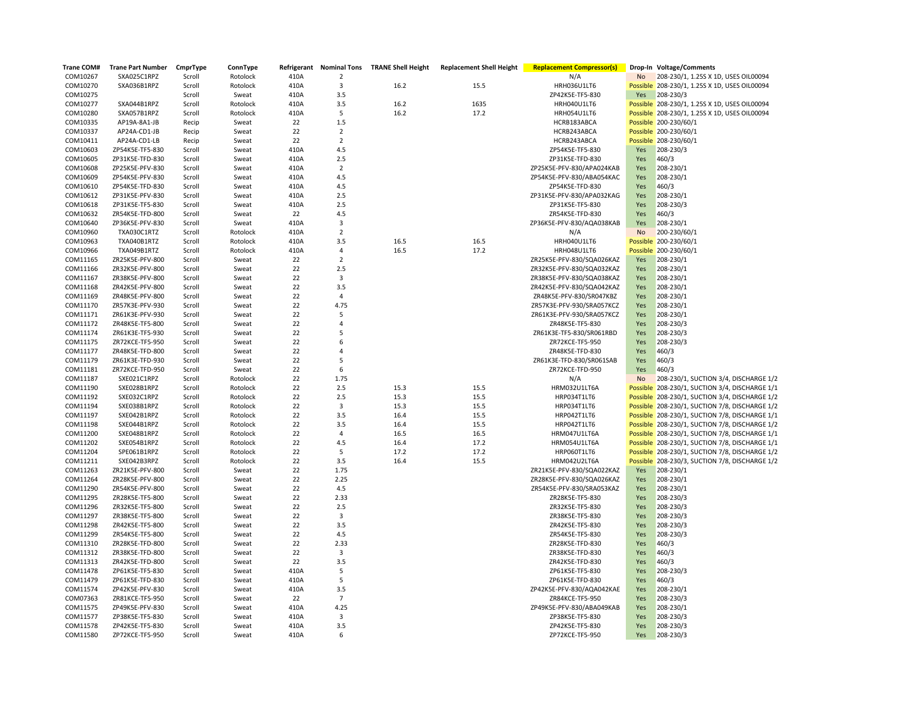| Trane COM# | Trane Part Number | CmprType | ConnType | Refrigerant | Nominal Tons | TRANE Shell Height | Replacement Shell Height | Replacement Compressor(s) | Drop-In | Voltage/Comments |
|---|---|---|---|---|---|---|---|---|---|---|
| COM10267 | SXA025C1RPZ | Scroll | Rotolock | 410A | 2 | | | N/A | No | 208-230/1, 1.25S X 1D, USES OIL00094 |
| COM10270 | SXA036B1RPZ | Scroll | Rotolock | 410A | 3 | 16.2 | 15.5 | HRH036U1LT6 | Possible | 208-230/1, 1.25S X 1D, USES OIL00094 |
| COM10275 | | Scroll | Sweat | 410A | 3.5 | | | ZP42K5E-TF5-830 | Yes | 208-230/3 |
| COM10277 | SXA044B1RPZ | Scroll | Rotolock | 410A | 3.5 | 16.2 | 1635 | HRH040U1LT6 | Possible | 208-230/1, 1.25S X 1D, USES OIL00094 |
| COM10280 | SXA057B1RPZ | Scroll | Rotolock | 410A | 5 | 16.2 | 17.2 | HRH054U1LT6 | Possible | 208-230/1, 1.25S X 1D, USES OIL00094 |
| COM10335 | AP19A-8A1-JB | Recip | Sweat | 22 | 1.5 | | | HCRB183ABCA | Possible | 200-230/60/1 |
| COM10337 | AP24A-CD1-JB | Recip | Sweat | 22 | 2 | | | HCRB243ABCA | Possible | 200-230/60/1 |
| COM10411 | AP24A-CD1-LB | Recip | Sweat | 22 | 2 | | | HCRB243ABCA | Possible | 208-230/60/1 |
| COM10603 | ZP54K5E-TF5-830 | Scroll | Sweat | 410A | 4.5 | | | ZP54K5E-TF5-830 | Yes | 208-230/3 |
| COM10605 | ZP31K5E-TFD-830 | Scroll | Sweat | 410A | 2.5 | | | ZP31K5E-TFD-830 | Yes | 460/3 |
| COM10608 | ZP25K5E-PFV-830 | Scroll | Sweat | 410A | 2 | | | ZP25K5E-PFV-830/APA024KAB | Yes | 208-230/1 |
| COM10609 | ZP54K5E-PFV-830 | Scroll | Sweat | 410A | 4.5 | | | ZP54K5E-PFV-830/ABA054KAC | Yes | 208-230/1 |
| COM10610 | ZP54K5E-TFD-830 | Scroll | Sweat | 410A | 4.5 | | | ZP54K5E-TFD-830 | Yes | 460/3 |
| COM10612 | ZP31K5E-PFV-830 | Scroll | Sweat | 410A | 2.5 | | | ZP31K5E-PFV-830/APA032KAG | Yes | 208-230/1 |
| COM10618 | ZP31K5E-TF5-830 | Scroll | Sweat | 410A | 2.5 | | | ZP31K5E-TF5-830 | Yes | 208-230/3 |
| COM10632 | ZR54K5E-TFD-800 | Scroll | Sweat | 22 | 4.5 | | | ZR54K5E-TFD-830 | Yes | 460/3 |
| COM10640 | ZP36K5E-PFV-830 | Scroll | Sweat | 410A | 3 | | | ZP36K5E-PFV-830/AQA038KAB | Yes | 208-230/1 |
| COM10960 | TXA030C1RTZ | Scroll | Rotolock | 410A | 2 | | | N/A | No | 200-230/60/1 |
| COM10963 | TXA040B1RTZ | Scroll | Rotolock | 410A | 3.5 | 16.5 | 16.5 | HRH040U1LT6 | Possible | 200-230/60/1 |
| COM10966 | TXA049B1RTZ | Scroll | Rotolock | 410A | 4 | 16.5 | 17.2 | HRH048U1LT6 | Possible | 200-230/60/1 |
| COM11165 | ZR25K5E-PFV-800 | Scroll | Sweat | 22 | 2 | | | ZR25K5E-PFV-830/SQA026KAZ | Yes | 208-230/1 |
| COM11166 | ZR32K5E-PFV-800 | Scroll | Sweat | 22 | 2.5 | | | ZR32K5E-PFV-830/SQA032KAZ | Yes | 208-230/1 |
| COM11167 | ZR38K5E-PFV-800 | Scroll | Sweat | 22 | 3 | | | ZR38K5E-PFV-830/SQA038KAZ | Yes | 208-230/1 |
| COM11168 | ZR42K5E-PFV-800 | Scroll | Sweat | 22 | 3.5 | | | ZR42K5E-PFV-830/SQA042KAZ | Yes | 208-230/1 |
| COM11169 | ZR48K5E-PFV-800 | Scroll | Sweat | 22 | 4 | | | ZR48K5E-PFV-830/SR047KBZ | Yes | 208-230/1 |
| COM11170 | ZR57K3E-PFV-930 | Scroll | Sweat | 22 | 4.75 | | | ZR57K3E-PFV-930/SRA057KCZ | Yes | 208-230/1 |
| COM11171 | ZR61K3E-PFV-930 | Scroll | Sweat | 22 | 5 | | | ZR61K3E-PFV-930/SRA057KCZ | Yes | 208-230/1 |
| COM11172 | ZR48K5E-TF5-800 | Scroll | Sweat | 22 | 4 | | | ZR48K5E-TF5-830 | Yes | 208-230/3 |
| COM11174 | ZR61K3E-TF5-930 | Scroll | Sweat | 22 | 5 | | | ZR61K3E-TF5-830/SR061RBD | Yes | 208-230/3 |
| COM11175 | ZR72KCE-TF5-950 | Scroll | Sweat | 22 | 6 | | | ZR72KCE-TF5-950 | Yes | 208-230/3 |
| COM11177 | ZR48K5E-TFD-800 | Scroll | Sweat | 22 | 4 | | | ZR48K5E-TFD-830 | Yes | 460/3 |
| COM11179 | ZR61K3E-TFD-930 | Scroll | Sweat | 22 | 5 | | | ZR61K3E-TFD-830/SR061SAB | Yes | 460/3 |
| COM11181 | ZR72KCE-TFD-950 | Scroll | Sweat | 22 | 6 | | | ZR72KCE-TFD-950 | Yes | 460/3 |
| COM11187 | SXE021C1RPZ | Scroll | Rotolock | 22 | 1.75 | | | N/A | No | 208-230/1, SUCTION 3/4, DISCHARGE 1/2 |
| COM11190 | SXE028B1RPZ | Scroll | Rotolock | 22 | 2.5 | 15.3 | 15.5 | HRM032U1LT6A | Possible | 208-230/1, SUCTION 3/4, DISCHARGE 1/1 |
| COM11192 | SXE032C1RPZ | Scroll | Rotolock | 22 | 2.5 | 15.3 | 15.5 | HRP034T1LT6 | Possible | 208-230/1, SUCTION 3/4, DISCHARGE 1/2 |
| COM11194 | SXE038B1RPZ | Scroll | Rotolock | 22 | 3 | 15.3 | 15.5 | HRP034T1LT6 | Possible | 208-230/1, SUCTION 7/8, DISCHARGE 1/2 |
| COM11197 | SXE042B1RPZ | Scroll | Rotolock | 22 | 3.5 | 16.4 | 15.5 | HRP042T1LT6 | Possible | 208-230/1, SUCTION 7/8, DISCHARGE 1/1 |
| COM11198 | SXE044B1RPZ | Scroll | Rotolock | 22 | 3.5 | 16.4 | 15.5 | HRP042T1LT6 | Possible | 208-230/1, SUCTION 7/8, DISCHARGE 1/2 |
| COM11200 | SXE048B1RPZ | Scroll | Rotolock | 22 | 4 | 16.5 | 16.5 | HRM047U1LT6A | Possible | 208-230/1, SUCTION 7/8, DISCHARGE 1/1 |
| COM11202 | SXE054B1RPZ | Scroll | Rotolock | 22 | 4.5 | 16.4 | 17.2 | HRM054U1LT6A | Possible | 208-230/1, SUCTION 7/8, DISCHARGE 1/1 |
| COM11204 | SPE061B1RPZ | Scroll | Rotolock | 22 | 5 | 17.2 | 17.2 | HRP060T1LT6 | Possible | 208-230/1, SUCTION 7/8, DISCHARGE 1/2 |
| COM11211 | SXE042B3RPZ | Scroll | Rotolock | 22 | 3.5 | 16.4 | 15.5 | HRM042U2LT6A | Possible | 208-230/3, SUCTION 7/8, DISCHARGE 1/2 |
| COM11263 | ZR21K5E-PFV-800 | Scroll | Sweat | 22 | 1.75 | | | ZR21K5E-PFV-830/SQA022KAZ | Yes | 208-230/1 |
| COM11264 | ZR28K5E-PFV-800 | Scroll | Sweat | 22 | 2.25 | | | ZR28K5E-PFV-830/SQA026KAZ | Yes | 208-230/1 |
| COM11290 | ZR54K5E-PFV-800 | Scroll | Sweat | 22 | 4.5 | | | ZR54K5E-PFV-830/SRA053KAZ | Yes | 208-230/1 |
| COM11295 | ZR28K5E-TF5-800 | Scroll | Sweat | 22 | 2.33 | | | ZR28K5E-TF5-830 | Yes | 208-230/3 |
| COM11296 | ZR32K5E-TF5-800 | Scroll | Sweat | 22 | 2.5 | | | ZR32K5E-TF5-830 | Yes | 208-230/3 |
| COM11297 | ZR38K5E-TF5-800 | Scroll | Sweat | 22 | 3 | | | ZR38K5E-TF5-830 | Yes | 208-230/3 |
| COM11298 | ZR42K5E-TF5-800 | Scroll | Sweat | 22 | 3.5 | | | ZR42K5E-TF5-830 | Yes | 208-230/3 |
| COM11299 | ZR54K5E-TF5-800 | Scroll | Sweat | 22 | 4.5 | | | ZR54K5E-TF5-830 | Yes | 208-230/3 |
| COM11310 | ZR28K5E-TFD-800 | Scroll | Sweat | 22 | 2.33 | | | ZR28K5E-TFD-830 | Yes | 460/3 |
| COM11312 | ZR38K5E-TFD-800 | Scroll | Sweat | 22 | 3 | | | ZR38K5E-TFD-830 | Yes | 460/3 |
| COM11313 | ZR42K5E-TFD-800 | Scroll | Sweat | 22 | 3.5 | | | ZR42K5E-TFD-830 | Yes | 460/3 |
| COM11478 | ZP61K5E-TF5-830 | Scroll | Sweat | 410A | 5 | | | ZP61K5E-TF5-830 | Yes | 208-230/3 |
| COM11479 | ZP61K5E-TFD-830 | Scroll | Sweat | 410A | 5 | | | ZP61K5E-TFD-830 | Yes | 460/3 |
| COM11574 | ZP42K5E-PFV-830 | Scroll | Sweat | 410A | 3.5 | | | ZP42K5E-PFV-830/AQA042KAE | Yes | 208-230/1 |
| COM07363 | ZR81KCE-TF5-950 | Scroll | Sweat | 22 | 7 | | | ZR84KCE-TF5-950 | Yes | 208-230/3 |
| COM11575 | ZP49K5E-PFV-830 | Scroll | Sweat | 410A | 4.25 | | | ZP49K5E-PFV-830/ABA049KAB | Yes | 208-230/1 |
| COM11577 | ZP38K5E-TF5-830 | Scroll | Sweat | 410A | 3 | | | ZP38K5E-TF5-830 | Yes | 208-230/3 |
| COM11578 | ZP42K5E-TF5-830 | Scroll | Sweat | 410A | 3.5 | | | ZP42K5E-TF5-830 | Yes | 208-230/3 |
| COM11580 | ZP72KCE-TF5-950 | Scroll | Sweat | 410A | 6 | | | ZP72KCE-TF5-950 | Yes | 208-230/3 |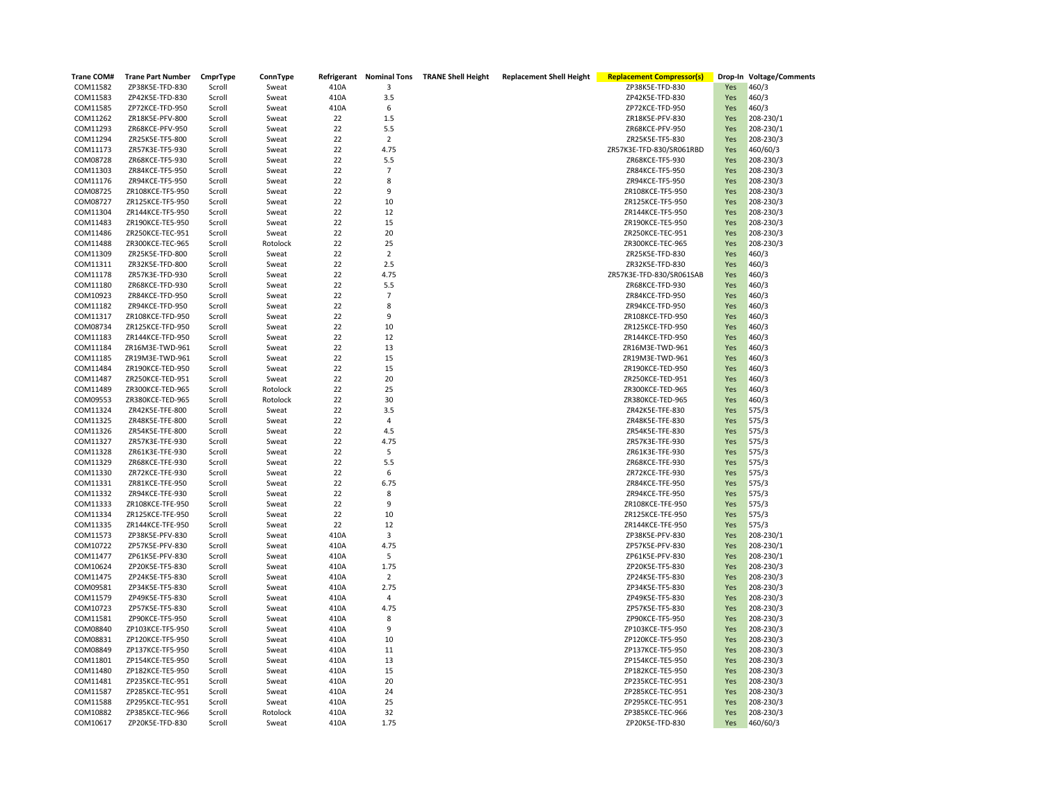| Trane COM# | Trane Part Number | CmprType | ConnType | Refrigerant | Nominal Tons | TRANE Shell Height | Replacement Shell Height | Replacement Compressor(s) | Drop-In | Voltage/Comments |
|---|---|---|---|---|---|---|---|---|---|---|
| COM11582 | ZP38K5E-TFD-830 | Scroll | Sweat | 410A | 3 | | | ZP38K5E-TFD-830 | Yes | 460/3 |
| COM11583 | ZP42K5E-TFD-830 | Scroll | Sweat | 410A | 3.5 | | | ZP42K5E-TFD-830 | Yes | 460/3 |
| COM11585 | ZP72KCE-TFD-950 | Scroll | Sweat | 410A | 6 | | | ZP72KCE-TFD-950 | Yes | 460/3 |
| COM11262 | ZR18K5E-PFV-800 | Scroll | Sweat | 22 | 1.5 | | | ZR18K5E-PFV-830 | Yes | 208-230/1 |
| COM11293 | ZR68KCE-PFV-950 | Scroll | Sweat | 22 | 5.5 | | | ZR68KCE-PFV-950 | Yes | 208-230/1 |
| COM11294 | ZR25K5E-TF5-800 | Scroll | Sweat | 22 | 2 | | | ZR25K5E-TF5-830 | Yes | 208-230/3 |
| COM11173 | ZR57K3E-TF5-930 | Scroll | Sweat | 22 | 4.75 | | | ZR57K3E-TFD-830/SR061RBD | Yes | 460/60/3 |
| COM08728 | ZR68KCE-TF5-930 | Scroll | Sweat | 22 | 5.5 | | | ZR68KCE-TF5-930 | Yes | 208-230/3 |
| COM11303 | ZR84KCE-TF5-950 | Scroll | Sweat | 22 | 7 | | | ZR84KCE-TF5-950 | Yes | 208-230/3 |
| COM11176 | ZR94KCE-TF5-950 | Scroll | Sweat | 22 | 8 | | | ZR94KCE-TF5-950 | Yes | 208-230/3 |
| COM08725 | ZR108KCE-TF5-950 | Scroll | Sweat | 22 | 9 | | | ZR108KCE-TF5-950 | Yes | 208-230/3 |
| COM08727 | ZR125KCE-TF5-950 | Scroll | Sweat | 22 | 10 | | | ZR125KCE-TF5-950 | Yes | 208-230/3 |
| COM11304 | ZR144KCE-TF5-950 | Scroll | Sweat | 22 | 12 | | | ZR144KCE-TF5-950 | Yes | 208-230/3 |
| COM11483 | ZR190KCE-TE5-950 | Scroll | Sweat | 22 | 15 | | | ZR190KCE-TE5-950 | Yes | 208-230/3 |
| COM11486 | ZR250KCE-TEC-951 | Scroll | Sweat | 22 | 20 | | | ZR250KCE-TEC-951 | Yes | 208-230/3 |
| COM11488 | ZR300KCE-TEC-965 | Scroll | Rotolock | 22 | 25 | | | ZR300KCE-TEC-965 | Yes | 208-230/3 |
| COM11309 | ZR25K5E-TFD-800 | Scroll | Sweat | 22 | 2 | | | ZR25K5E-TFD-830 | Yes | 460/3 |
| COM11311 | ZR32K5E-TFD-800 | Scroll | Sweat | 22 | 2.5 | | | ZR32K5E-TFD-830 | Yes | 460/3 |
| COM11178 | ZR57K3E-TFD-930 | Scroll | Sweat | 22 | 4.75 | | | ZR57K3E-TFD-830/SR061SAB | Yes | 460/3 |
| COM11180 | ZR68KCE-TFD-930 | Scroll | Sweat | 22 | 5.5 | | | ZR68KCE-TFD-930 | Yes | 460/3 |
| COM10923 | ZR84KCE-TFD-950 | Scroll | Sweat | 22 | 7 | | | ZR84KCE-TFD-950 | Yes | 460/3 |
| COM11182 | ZR94KCE-TFD-950 | Scroll | Sweat | 22 | 8 | | | ZR94KCE-TFD-950 | Yes | 460/3 |
| COM11317 | ZR108KCE-TFD-950 | Scroll | Sweat | 22 | 9 | | | ZR108KCE-TFD-950 | Yes | 460/3 |
| COM08734 | ZR125KCE-TFD-950 | Scroll | Sweat | 22 | 10 | | | ZR125KCE-TFD-950 | Yes | 460/3 |
| COM11183 | ZR144KCE-TFD-950 | Scroll | Sweat | 22 | 12 | | | ZR144KCE-TFD-950 | Yes | 460/3 |
| COM11184 | ZR16M3E-TWD-961 | Scroll | Sweat | 22 | 13 | | | ZR16M3E-TWD-961 | Yes | 460/3 |
| COM11185 | ZR19M3E-TWD-961 | Scroll | Sweat | 22 | 15 | | | ZR19M3E-TWD-961 | Yes | 460/3 |
| COM11484 | ZR190KCE-TED-950 | Scroll | Sweat | 22 | 15 | | | ZR190KCE-TED-950 | Yes | 460/3 |
| COM11487 | ZR250KCE-TED-951 | Scroll | Sweat | 22 | 20 | | | ZR250KCE-TED-951 | Yes | 460/3 |
| COM11489 | ZR300KCE-TED-965 | Scroll | Rotolock | 22 | 25 | | | ZR300KCE-TED-965 | Yes | 460/3 |
| COM09553 | ZR380KCE-TED-965 | Scroll | Rotolock | 22 | 30 | | | ZR380KCE-TED-965 | Yes | 460/3 |
| COM11324 | ZR42K5E-TFE-800 | Scroll | Sweat | 22 | 3.5 | | | ZR42K5E-TFE-830 | Yes | 575/3 |
| COM11325 | ZR48K5E-TFE-800 | Scroll | Sweat | 22 | 4 | | | ZR48K5E-TFE-830 | Yes | 575/3 |
| COM11326 | ZR54K5E-TFE-800 | Scroll | Sweat | 22 | 4.5 | | | ZR54K5E-TFE-830 | Yes | 575/3 |
| COM11327 | ZR57K3E-TFE-930 | Scroll | Sweat | 22 | 4.75 | | | ZR57K3E-TFE-930 | Yes | 575/3 |
| COM11328 | ZR61K3E-TFE-930 | Scroll | Sweat | 22 | 5 | | | ZR61K3E-TFE-930 | Yes | 575/3 |
| COM11329 | ZR68KCE-TFE-930 | Scroll | Sweat | 22 | 5.5 | | | ZR68KCE-TFE-930 | Yes | 575/3 |
| COM11330 | ZR72KCE-TFE-930 | Scroll | Sweat | 22 | 6 | | | ZR72KCE-TFE-930 | Yes | 575/3 |
| COM11331 | ZR81KCE-TFE-950 | Scroll | Sweat | 22 | 6.75 | | | ZR84KCE-TFE-950 | Yes | 575/3 |
| COM11332 | ZR94KCE-TFE-930 | Scroll | Sweat | 22 | 8 | | | ZR94KCE-TFE-950 | Yes | 575/3 |
| COM11333 | ZR108KCE-TFE-950 | Scroll | Sweat | 22 | 9 | | | ZR108KCE-TFE-950 | Yes | 575/3 |
| COM11334 | ZR125KCE-TFE-950 | Scroll | Sweat | 22 | 10 | | | ZR125KCE-TFE-950 | Yes | 575/3 |
| COM11335 | ZR144KCE-TFE-950 | Scroll | Sweat | 22 | 12 | | | ZR144KCE-TFE-950 | Yes | 575/3 |
| COM11573 | ZP38K5E-PFV-830 | Scroll | Sweat | 410A | 3 | | | ZP38K5E-PFV-830 | Yes | 208-230/1 |
| COM10722 | ZP57K5E-PFV-830 | Scroll | Sweat | 410A | 4.75 | | | ZP57K5E-PFV-830 | Yes | 208-230/1 |
| COM11477 | ZP61K5E-PFV-830 | Scroll | Sweat | 410A | 5 | | | ZP61K5E-PFV-830 | Yes | 208-230/1 |
| COM10624 | ZP20K5E-TF5-830 | Scroll | Sweat | 410A | 1.75 | | | ZP20K5E-TF5-830 | Yes | 208-230/3 |
| COM11475 | ZP24K5E-TF5-830 | Scroll | Sweat | 410A | 2 | | | ZP24K5E-TF5-830 | Yes | 208-230/3 |
| COM09581 | ZP34K5E-TF5-830 | Scroll | Sweat | 410A | 2.75 | | | ZP34K5E-TF5-830 | Yes | 208-230/3 |
| COM11579 | ZP49K5E-TF5-830 | Scroll | Sweat | 410A | 4 | | | ZP49K5E-TF5-830 | Yes | 208-230/3 |
| COM10723 | ZP57K5E-TF5-830 | Scroll | Sweat | 410A | 4.75 | | | ZP57K5E-TF5-830 | Yes | 208-230/3 |
| COM11581 | ZP90KCE-TF5-950 | Scroll | Sweat | 410A | 8 | | | ZP90KCE-TF5-950 | Yes | 208-230/3 |
| COM08840 | ZP103KCE-TF5-950 | Scroll | Sweat | 410A | 9 | | | ZP103KCE-TF5-950 | Yes | 208-230/3 |
| COM08831 | ZP120KCE-TF5-950 | Scroll | Sweat | 410A | 10 | | | ZP120KCE-TF5-950 | Yes | 208-230/3 |
| COM08849 | ZP137KCE-TF5-950 | Scroll | Sweat | 410A | 11 | | | ZP137KCE-TF5-950 | Yes | 208-230/3 |
| COM11801 | ZP154KCE-TE5-950 | Scroll | Sweat | 410A | 13 | | | ZP154KCE-TE5-950 | Yes | 208-230/3 |
| COM11480 | ZP182KCE-TE5-950 | Scroll | Sweat | 410A | 15 | | | ZP182KCE-TE5-950 | Yes | 208-230/3 |
| COM11481 | ZP235KCE-TEC-951 | Scroll | Sweat | 410A | 20 | | | ZP235KCE-TEC-951 | Yes | 208-230/3 |
| COM11587 | ZP285KCE-TEC-951 | Scroll | Sweat | 410A | 24 | | | ZP285KCE-TEC-951 | Yes | 208-230/3 |
| COM11588 | ZP295KCE-TEC-951 | Scroll | Sweat | 410A | 25 | | | ZP295KCE-TEC-951 | Yes | 208-230/3 |
| COM10882 | ZP385KCE-TEC-966 | Scroll | Rotolock | 410A | 32 | | | ZP385KCE-TEC-966 | Yes | 208-230/3 |
| COM10617 | ZP20K5E-TFD-830 | Scroll | Sweat | 410A | 1.75 | | | ZP20K5E-TFD-830 | Yes | 460/60/3 |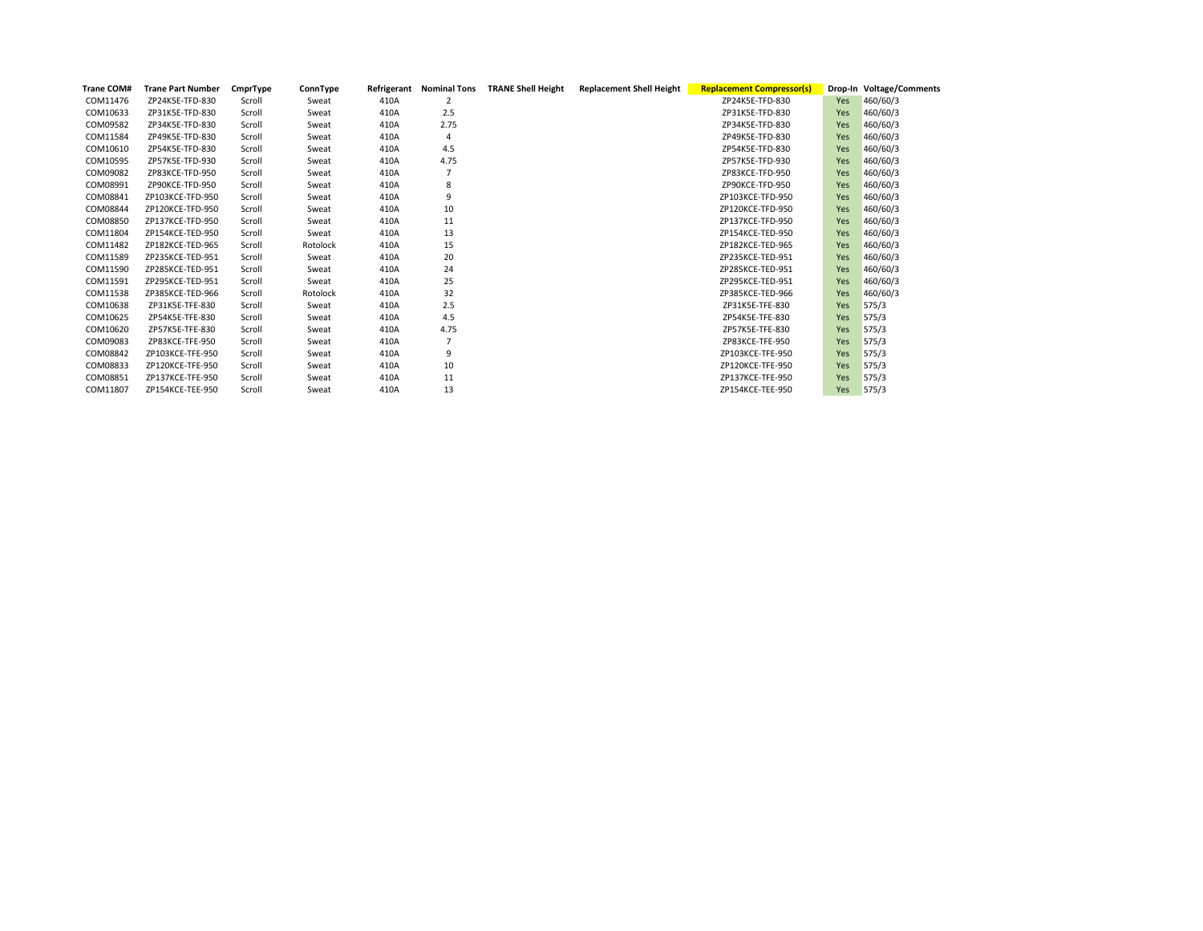| Trane COM# | Trane Part Number | CmprType | ConnType | Refrigerant | Nominal Tons | TRANE Shell Height | Replacement Shell Height | Replacement Compressor(s) | Drop-In | Voltage/Comments |
|---|---|---|---|---|---|---|---|---|---|---|
| COM11476 | ZP24K5E-TFD-830 | Scroll | Sweat | 410A | 2 | | | ZP24K5E-TFD-830 | Yes | 460/60/3 |
| COM10633 | ZP31K5E-TFD-830 | Scroll | Sweat | 410A | 2.5 | | | ZP31K5E-TFD-830 | Yes | 460/60/3 |
| COM09582 | ZP34K5E-TFD-830 | Scroll | Sweat | 410A | 2.75 | | | ZP34K5E-TFD-830 | Yes | 460/60/3 |
| COM11584 | ZP49K5E-TFD-830 | Scroll | Sweat | 410A | 4 | | | ZP49K5E-TFD-830 | Yes | 460/60/3 |
| COM10610 | ZP54K5E-TFD-830 | Scroll | Sweat | 410A | 4.5 | | | ZP54K5E-TFD-830 | Yes | 460/60/3 |
| COM10595 | ZP57K5E-TFD-930 | Scroll | Sweat | 410A | 4.75 | | | ZP57K5E-TFD-930 | Yes | 460/60/3 |
| COM09082 | ZP83KCE-TFD-950 | Scroll | Sweat | 410A | 7 | | | ZP83KCE-TFD-950 | Yes | 460/60/3 |
| COM08991 | ZP90KCE-TFD-950 | Scroll | Sweat | 410A | 8 | | | ZP90KCE-TFD-950 | Yes | 460/60/3 |
| COM08841 | ZP103KCE-TFD-950 | Scroll | Sweat | 410A | 9 | | | ZP103KCE-TFD-950 | Yes | 460/60/3 |
| COM08844 | ZP120KCE-TFD-950 | Scroll | Sweat | 410A | 10 | | | ZP120KCE-TFD-950 | Yes | 460/60/3 |
| COM08850 | ZP137KCE-TFD-950 | Scroll | Sweat | 410A | 11 | | | ZP137KCE-TFD-950 | Yes | 460/60/3 |
| COM11804 | ZP154KCE-TED-950 | Scroll | Sweat | 410A | 13 | | | ZP154KCE-TED-950 | Yes | 460/60/3 |
| COM11482 | ZP182KCE-TED-965 | Scroll | Rotolock | 410A | 15 | | | ZP182KCE-TED-965 | Yes | 460/60/3 |
| COM11589 | ZP235KCE-TED-951 | Scroll | Sweat | 410A | 20 | | | ZP235KCE-TED-951 | Yes | 460/60/3 |
| COM11590 | ZP285KCE-TED-951 | Scroll | Sweat | 410A | 24 | | | ZP285KCE-TED-951 | Yes | 460/60/3 |
| COM11591 | ZP295KCE-TED-951 | Scroll | Sweat | 410A | 25 | | | ZP295KCE-TED-951 | Yes | 460/60/3 |
| COM11538 | ZP385KCE-TED-966 | Scroll | Rotolock | 410A | 32 | | | ZP385KCE-TED-966 | Yes | 460/60/3 |
| COM10638 | ZP31K5E-TFE-830 | Scroll | Sweat | 410A | 2.5 | | | ZP31K5E-TFE-830 | Yes | 575/3 |
| COM10625 | ZP54K5E-TFE-830 | Scroll | Sweat | 410A | 4.5 | | | ZP54K5E-TFE-830 | Yes | 575/3 |
| COM10620 | ZP57K5E-TFE-830 | Scroll | Sweat | 410A | 4.75 | | | ZP57K5E-TFE-830 | Yes | 575/3 |
| COM09083 | ZP83KCE-TFE-950 | Scroll | Sweat | 410A | 7 | | | ZP83KCE-TFE-950 | Yes | 575/3 |
| COM08842 | ZP103KCE-TFE-950 | Scroll | Sweat | 410A | 9 | | | ZP103KCE-TFE-950 | Yes | 575/3 |
| COM08833 | ZP120KCE-TFE-950 | Scroll | Sweat | 410A | 10 | | | ZP120KCE-TFE-950 | Yes | 575/3 |
| COM08851 | ZP137KCE-TFE-950 | Scroll | Sweat | 410A | 11 | | | ZP137KCE-TFE-950 | Yes | 575/3 |
| COM11807 | ZP154KCE-TEE-950 | Scroll | Sweat | 410A | 13 | | | ZP154KCE-TEE-950 | Yes | 575/3 |